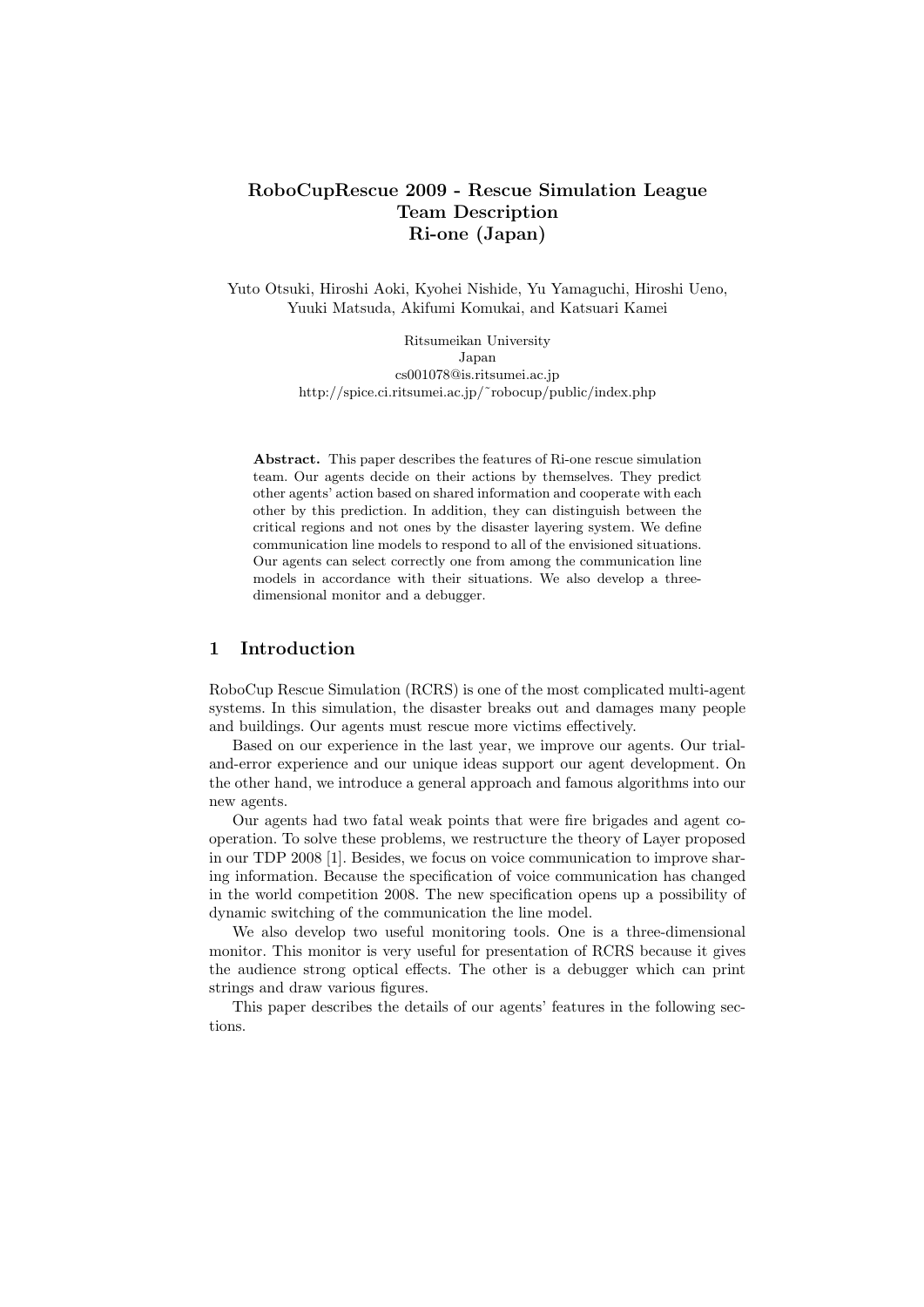# RoboCupRescue 2009 - Rescue Simulation League Team Description Ri-one (Japan)

Yuto Otsuki, Hiroshi Aoki, Kyohei Nishide, Yu Yamaguchi, Hiroshi Ueno, Yuuki Matsuda, Akifumi Komukai, and Katsuari Kamei

Ritsumeikan University
Japan
cs001078@is.ritsumei.ac.jp
http://spice.ci.ritsumei.ac.jp/˜robocup/public/index.php

**Abstract.** This paper describes the features of Ri-one rescue simulation team. Our agents decide on their actions by themselves. They predict other agents' action based on shared information and cooperate with each other by this prediction. In addition, they can distinguish between the critical regions and not ones by the disaster layering system. We define communication line models to respond to all of the envisioned situations. Our agents can select correctly one from among the communication line models in accordance with their situations. We also develop a three-dimensional monitor and a debugger.

## 1 Introduction

RoboCup Rescue Simulation (RCRS) is one of the most complicated multi-agent systems. In this simulation, the disaster breaks out and damages many people and buildings. Our agents must rescue more victims effectively.

Based on our experience in the last year, we improve our agents. Our trial-and-error experience and our unique ideas support our agent development. On the other hand, we introduce a general approach and famous algorithms into our new agents.

Our agents had two fatal weak points that were fire brigades and agent cooperation. To solve these problems, we restructure the theory of Layer proposed in our TDP 2008 [1]. Besides, we focus on voice communication to improve sharing information. Because the specification of voice communication has changed in the world competition 2008. The new specification opens up a possibility of dynamic switching of the communication the line model.

We also develop two useful monitoring tools. One is a three-dimensional monitor. This monitor is very useful for presentation of RCRS because it gives the audience strong optical effects. The other is a debugger which can print strings and draw various figures.

This paper describes the details of our agents' features in the following sections.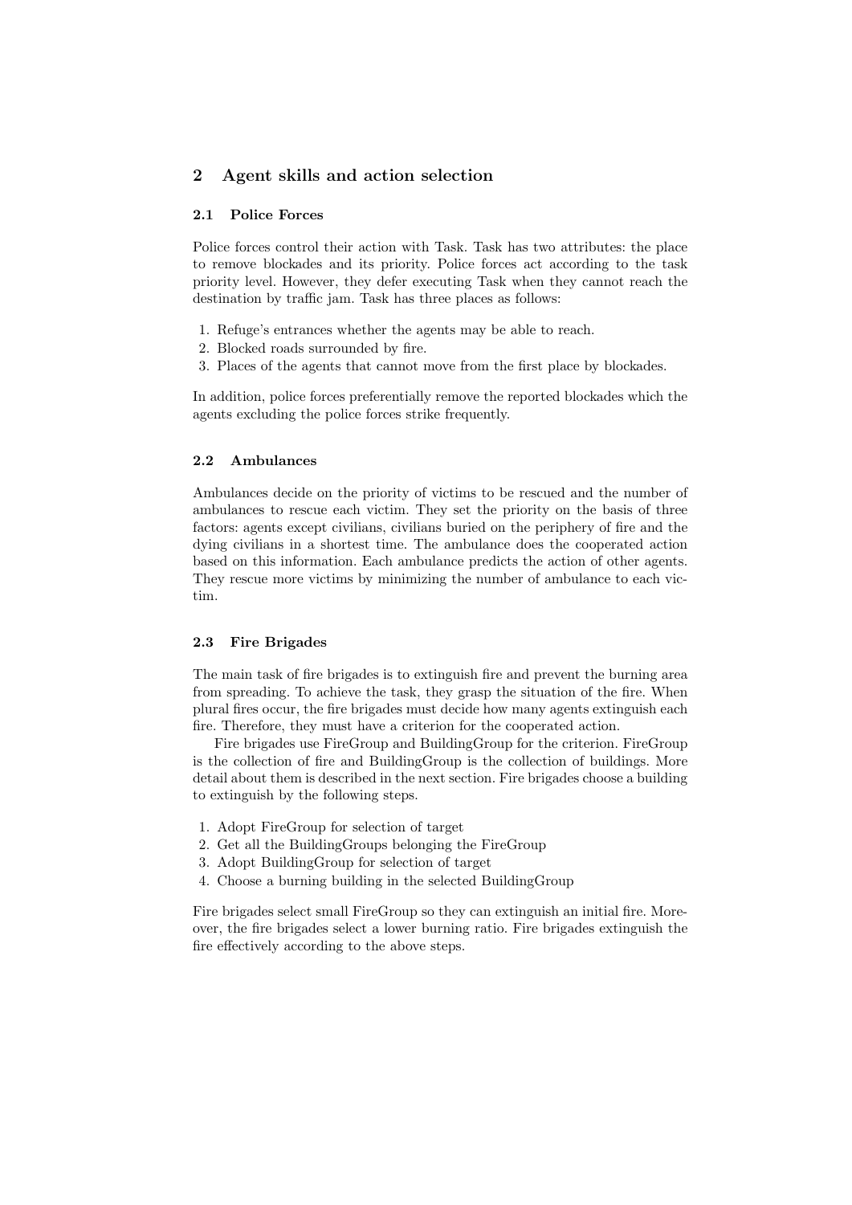## 2 Agent skills and action selection

### 2.1 Police Forces

Police forces control their action with Task. Task has two attributes: the place to remove blockades and its priority. Police forces act according to the task priority level. However, they defer executing Task when they cannot reach the destination by traffic jam. Task has three places as follows:

1. Refuge's entrances whether the agents may be able to reach.
2. Blocked roads surrounded by fire.
3. Places of the agents that cannot move from the first place by blockades.

In addition, police forces preferentially remove the reported blockades which the agents excluding the police forces strike frequently.

### 2.2 Ambulances

Ambulances decide on the priority of victims to be rescued and the number of ambulances to rescue each victim. They set the priority on the basis of three factors: agents except civilians, civilians buried on the periphery of fire and the dying civilians in a shortest time. The ambulance does the cooperated action based on this information. Each ambulance predicts the action of other agents. They rescue more victims by minimizing the number of ambulance to each victim.

### 2.3 Fire Brigades

The main task of fire brigades is to extinguish fire and prevent the burning area from spreading. To achieve the task, they grasp the situation of the fire. When plural fires occur, the fire brigades must decide how many agents extinguish each fire. Therefore, they must have a criterion for the cooperated action.

Fire brigades use FireGroup and BuildingGroup for the criterion. FireGroup is the collection of fire and BuildingGroup is the collection of buildings. More detail about them is described in the next section. Fire brigades choose a building to extinguish by the following steps.

1. Adopt FireGroup for selection of target
2. Get all the BuildingGroups belonging the FireGroup
3. Adopt BuildingGroup for selection of target
4. Choose a burning building in the selected BuildingGroup

Fire brigades select small FireGroup so they can extinguish an initial fire. Moreover, the fire brigades select a lower burning ratio. Fire brigades extinguish the fire effectively according to the above steps.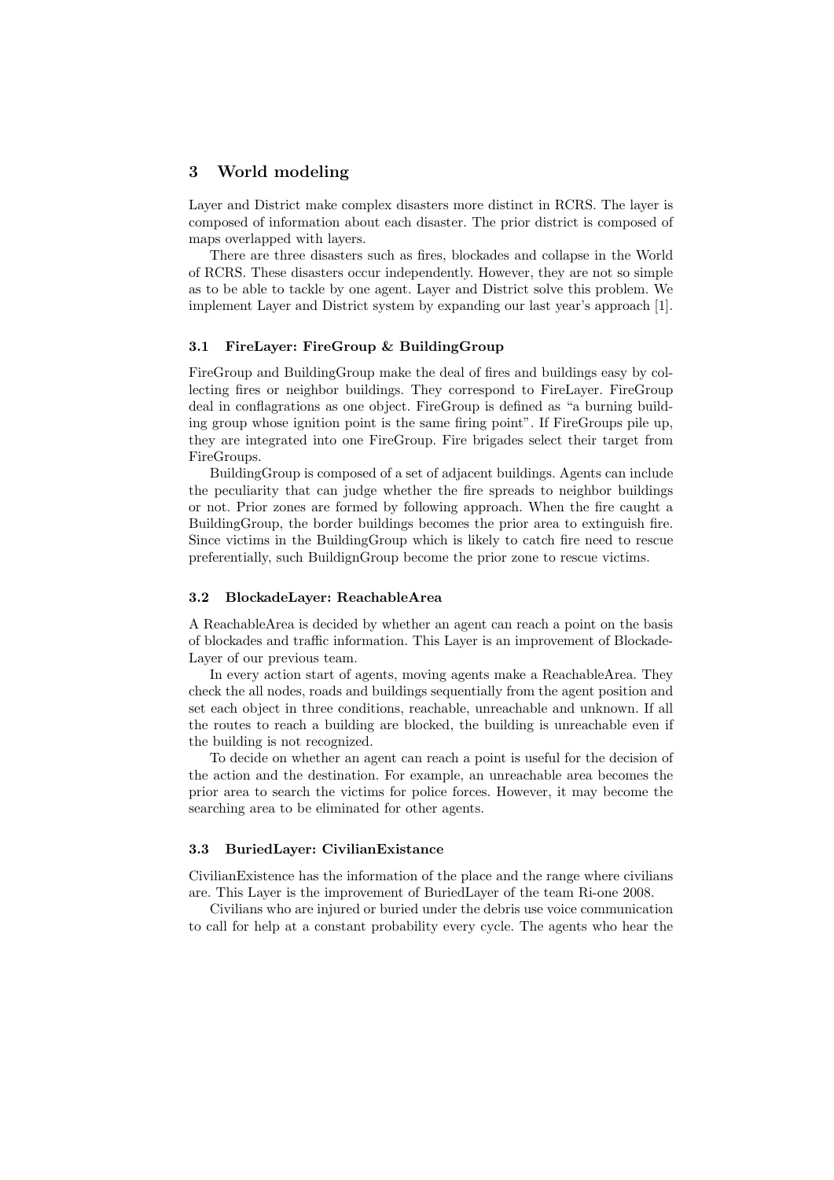## 3 World modeling

Layer and District make complex disasters more distinct in RCRS. The layer is composed of information about each disaster. The prior district is composed of maps overlapped with layers.

There are three disasters such as fires, blockades and collapse in the World of RCRS. These disasters occur independently. However, they are not so simple as to be able to tackle by one agent. Layer and District solve this problem. We implement Layer and District system by expanding our last year's approach [1].

### 3.1 FireLayer: FireGroup & BuildingGroup

FireGroup and BuildingGroup make the deal of fires and buildings easy by collecting fires or neighbor buildings. They correspond to FireLayer. FireGroup deal in conflagrations as one object. FireGroup is defined as "a burning building group whose ignition point is the same firing point". If FireGroups pile up, they are integrated into one FireGroup. Fire brigades select their target from FireGroups.

BuildingGroup is composed of a set of adjacent buildings. Agents can include the peculiarity that can judge whether the fire spreads to neighbor buildings or not. Prior zones are formed by following approach. When the fire caught a BuildingGroup, the border buildings becomes the prior area to extinguish fire. Since victims in the BuildingGroup which is likely to catch fire need to rescue preferentially, such BuildignGroup become the prior zone to rescue victims.

### 3.2 BlockadeLayer: ReachableArea

A ReachableArea is decided by whether an agent can reach a point on the basis of blockades and traffic information. This Layer is an improvement of BlockadeLayer of our previous team.

In every action start of agents, moving agents make a ReachableArea. They check the all nodes, roads and buildings sequentially from the agent position and set each object in three conditions, reachable, unreachable and unknown. If all the routes to reach a building are blocked, the building is unreachable even if the building is not recognized.

To decide on whether an agent can reach a point is useful for the decision of the action and the destination. For example, an unreachable area becomes the prior area to search the victims for police forces. However, it may become the searching area to be eliminated for other agents.

### 3.3 BuriedLayer: CivilianExistance

CivilianExistence has the information of the place and the range where civilians are. This Layer is the improvement of BuriedLayer of the team Ri-one 2008.

Civilians who are injured or buried under the debris use voice communication to call for help at a constant probability every cycle. The agents who hear the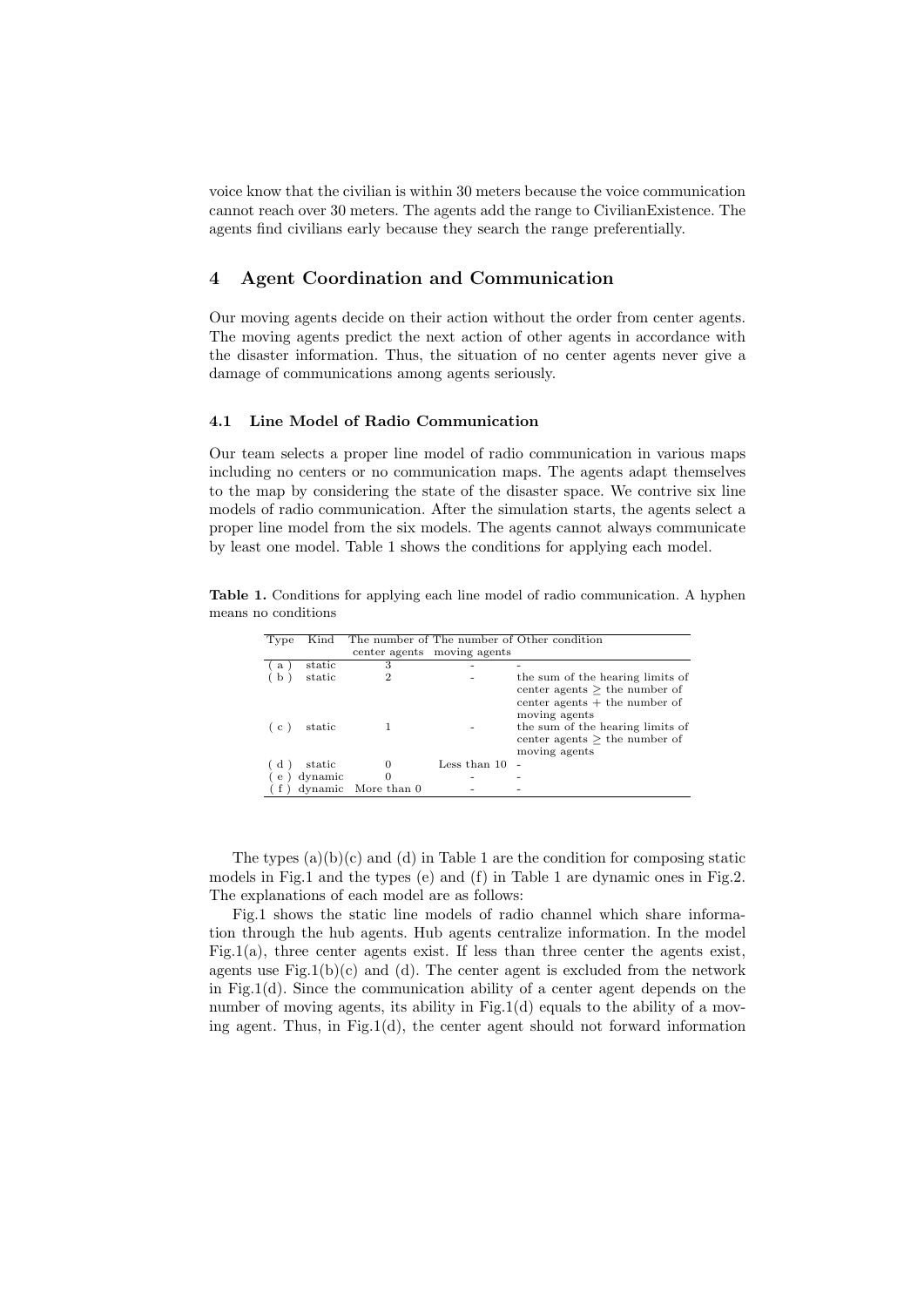voice know that the civilian is within 30 meters because the voice communication cannot reach over 30 meters. The agents add the range to CivilianExistence. The agents find civilians early because they search the range preferentially.

## 4 Agent Coordination and Communication

Our moving agents decide on their action without the order from center agents. The moving agents predict the next action of other agents in accordance with the disaster information. Thus, the situation of no center agents never give a damage of communications among agents seriously.

### 4.1 Line Model of Radio Communication

Our team selects a proper line model of radio communication in various maps including no centers or no communication maps. The agents adapt themselves to the map by considering the state of the disaster space. We contrive six line models of radio communication. After the simulation starts, the agents select a proper line model from the six models. The agents cannot always communicate by least one model. Table 1 shows the conditions for applying each model.

**Table 1.** Conditions for applying each line model of radio communication. A hyphen means no conditions

| Type | Kind | The number of center agents | The number of moving agents | Other condition |
|---|---|---|---|---|
| ( a ) | static | 3 | - | - |
| ( b ) | static | 2 | - | the sum of the hearing limits of center agents $\geq$ the number of center agents + the number of moving agents |
| ( c ) | static | 1 | - | the sum of the hearing limits of center agents $\geq$ the number of moving agents |
| ( d ) | static | 0 | Less than 10 | - |
| ( e ) | dynamic | 0 | - | - |
| ( f ) | dynamic | More than 0 | - | - |

The types (a)(b)(c) and (d) in Table 1 are the condition for composing static models in Fig.1 and the types (e) and (f) in Table 1 are dynamic ones in Fig.2. The explanations of each model are as follows:

Fig.1 shows the static line models of radio channel which share information through the hub agents. Hub agents centralize information. In the model Fig.1(a), three center agents exist. If less than three center the agents exist, agents use Fig.1(b)(c) and (d). The center agent is excluded from the network in Fig.1(d). Since the communication ability of a center agent depends on the number of moving agents, its ability in Fig.1(d) equals to the ability of a moving agent. Thus, in Fig.1(d), the center agent should not forward information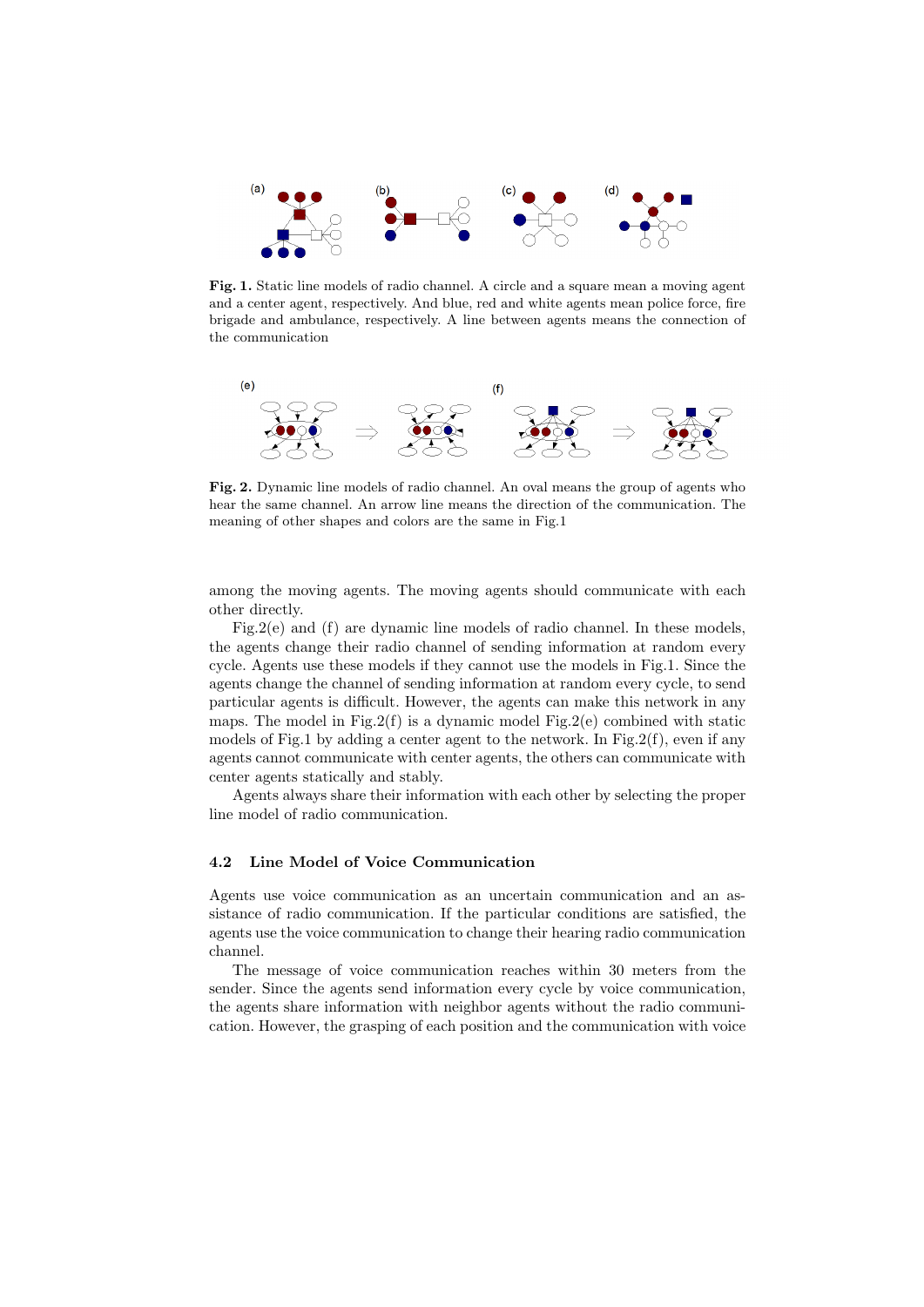**Fig. 1.** Static line models of radio channel. A circle and a square mean a moving agent and a center agent, respectively. And blue, red and white agents mean police force, fire brigade and ambulance, respectively. A line between agents means the connection of the communication

**Fig. 2.** Dynamic line models of radio channel. An oval means the group of agents who hear the same channel. An arrow line means the direction of the communication. The meaning of other shapes and colors are the same in Fig.1

among the moving agents. The moving agents should communicate with each other directly.

Fig.2(e) and (f) are dynamic line models of radio channel. In these models, the agents change their radio channel of sending information at random every cycle. Agents use these models if they cannot use the models in Fig.1. Since the agents change the channel of sending information at random every cycle, to send particular agents is difficult. However, the agents can make this network in any maps. The model in Fig.2(f) is a dynamic model Fig.2(e) combined with static models of Fig.1 by adding a center agent to the network. In Fig.2(f), even if any agents cannot communicate with center agents, the others can communicate with center agents statically and stably.

Agents always share their information with each other by selecting the proper line model of radio communication.

### 4.2 Line Model of Voice Communication

Agents use voice communication as an uncertain communication and an assistance of radio communication. If the particular conditions are satisfied, the agents use the voice communication to change their hearing radio communication channel.

The message of voice communication reaches within 30 meters from the sender. Since the agents send information every cycle by voice communication, the agents share information with neighbor agents without the radio communication. However, the grasping of each position and the communication with voice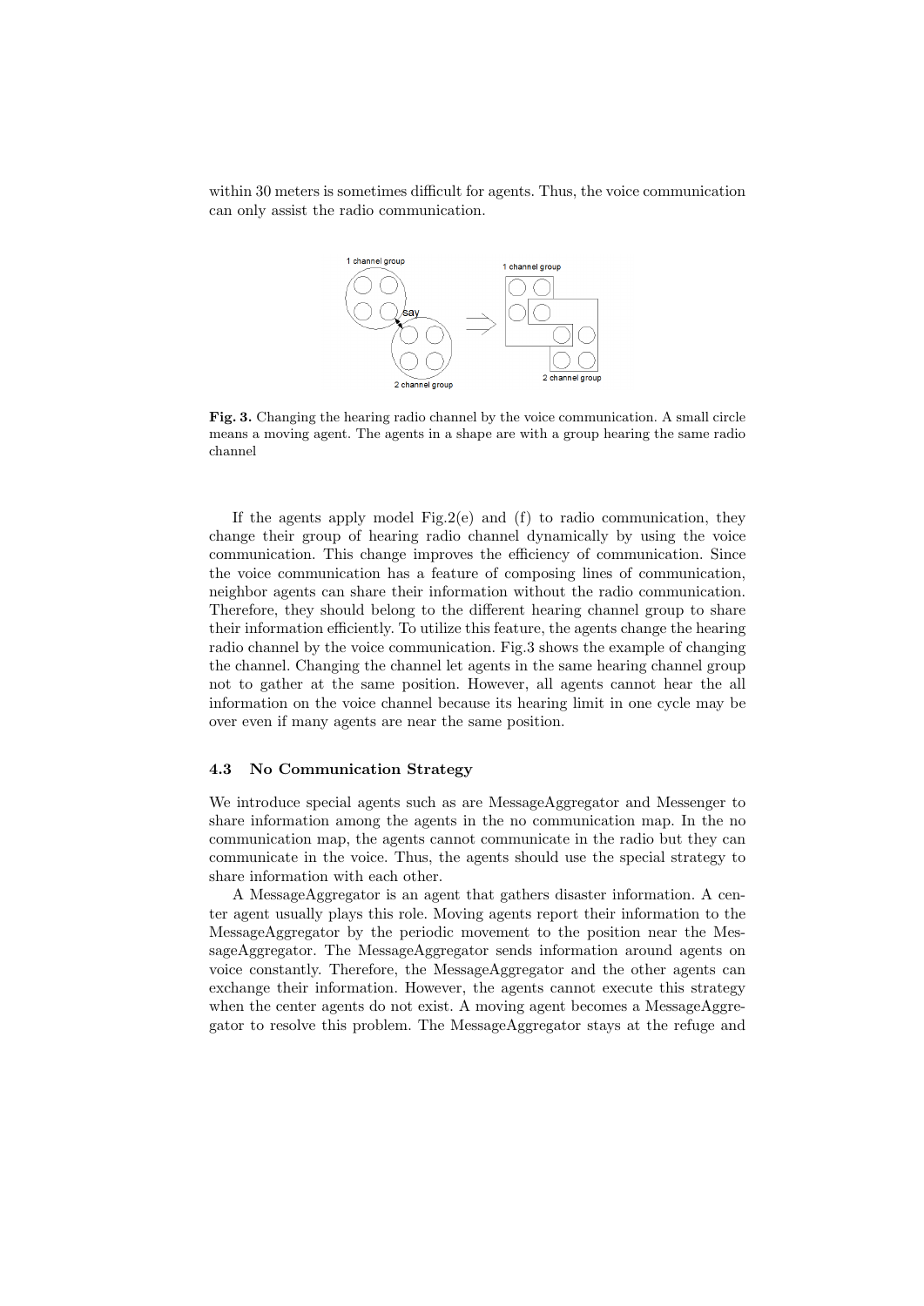within 30 meters is sometimes difficult for agents. Thus, the voice communication can only assist the radio communication.

**Fig. 3.** Changing the hearing radio channel by the voice communication. A small circle means a moving agent. The agents in a shape are with a group hearing the same radio channel

If the agents apply model Fig.2(e) and (f) to radio communication, they change their group of hearing radio channel dynamically by using the voice communication. This change improves the efficiency of communication. Since the voice communication has a feature of composing lines of communication, neighbor agents can share their information without the radio communication. Therefore, they should belong to the different hearing channel group to share their information efficiently. To utilize this feature, the agents change the hearing radio channel by the voice communication. Fig.3 shows the example of changing the channel. Changing the channel let agents in the same hearing channel group not to gather at the same position. However, all agents cannot hear the all information on the voice channel because its hearing limit in one cycle may be over even if many agents are near the same position.

### 4.3 No Communication Strategy

We introduce special agents such as are MessageAggregator and Messenger to share information among the agents in the no communication map. In the no communication map, the agents cannot communicate in the radio but they can communicate in the voice. Thus, the agents should use the special strategy to share information with each other.

A MessageAggregator is an agent that gathers disaster information. A center agent usually plays this role. Moving agents report their information to the MessageAggregator by the periodic movement to the position near the MessageAggregator. The MessageAggregator sends information around agents on voice constantly. Therefore, the MessageAggregator and the other agents can exchange their information. However, the agents cannot execute this strategy when the center agents do not exist. A moving agent becomes a MessageAggregator to resolve this problem. The MessageAggregator stays at the refuge and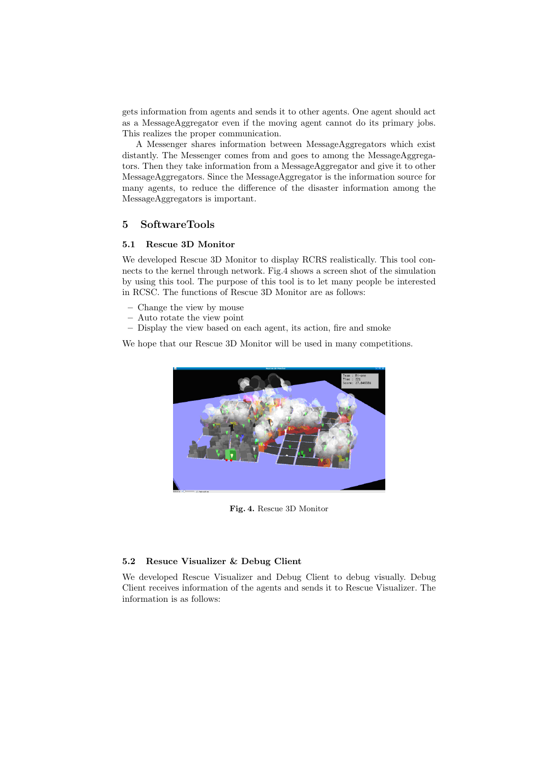gets information from agents and sends it to other agents. One agent should act as a MessageAggregator even if the moving agent cannot do its primary jobs. This realizes the proper communication.

A Messenger shares information between MessageAggregators which exist distantly. The Messenger comes from and goes to among the MessageAggregators. Then they take information from a MessageAggregator and give it to other MessageAggregators. Since the MessageAggregator is the information source for many agents, to reduce the difference of the disaster information among the MessageAggregators is important.

## 5 SoftwareTools

### 5.1 Rescue 3D Monitor

We developed Rescue 3D Monitor to display RCRS realistically. This tool connects to the kernel through network. Fig.4 shows a screen shot of the simulation by using this tool. The purpose of this tool is to let many people be interested in RCSC. The functions of Rescue 3D Monitor are as follows:

- Change the view by mouse
- Auto rotate the view point
- Display the view based on each agent, its action, fire and smoke

We hope that our Rescue 3D Monitor will be used in many competitions.

**Fig. 4.** Rescue 3D Monitor

### 5.2 Resuce Visualizer & Debug Client

We developed Rescue Visualizer and Debug Client to debug visually. Debug Client receives information of the agents and sends it to Rescue Visualizer. The information is as follows: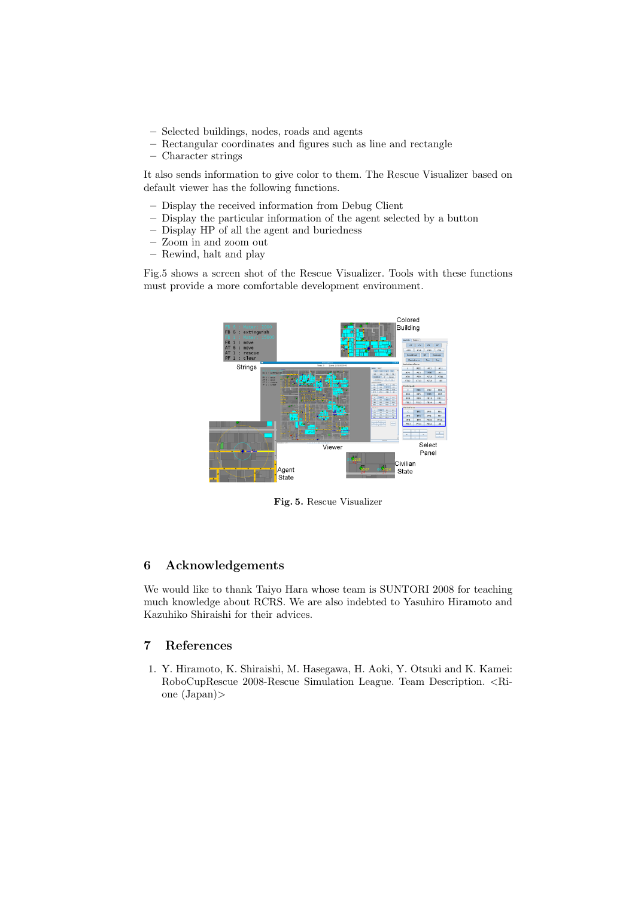- Selected buildings, nodes, roads and agents
- Rectangular coordinates and figures such as line and rectangle
- Character strings

It also sends information to give color to them. The Rescue Visualizer based on default viewer has the following functions.

- Display the received information from Debug Client
- Display the particular information of the agent selected by a button
- Display HP of all the agent and buriedness
- Zoom in and zoom out
- Rewind, halt and play

Fig.5 shows a screen shot of the Rescue Visualizer. Tools with these functions must provide a more comfortable development environment.

Colored Building

Strings

Viewer

Select Panel

Agent State

Civilian State

**Fig. 5.** Rescue Visualizer

## 6 Acknowledgements

We would like to thank Taiyo Hara whose team is SUNTORI 2008 for teaching much knowledge about RCRS. We are also indebted to Yasuhiro Hiramoto and Kazuhiko Shiraishi for their advices.

## 7 References

1. Y. Hiramoto, K. Shiraishi, M. Hasegawa, H. Aoki, Y. Otsuki and K. Kamei: RoboCupRescue 2008-Rescue Simulation League. Team Description. <Ri-one (Japan)>